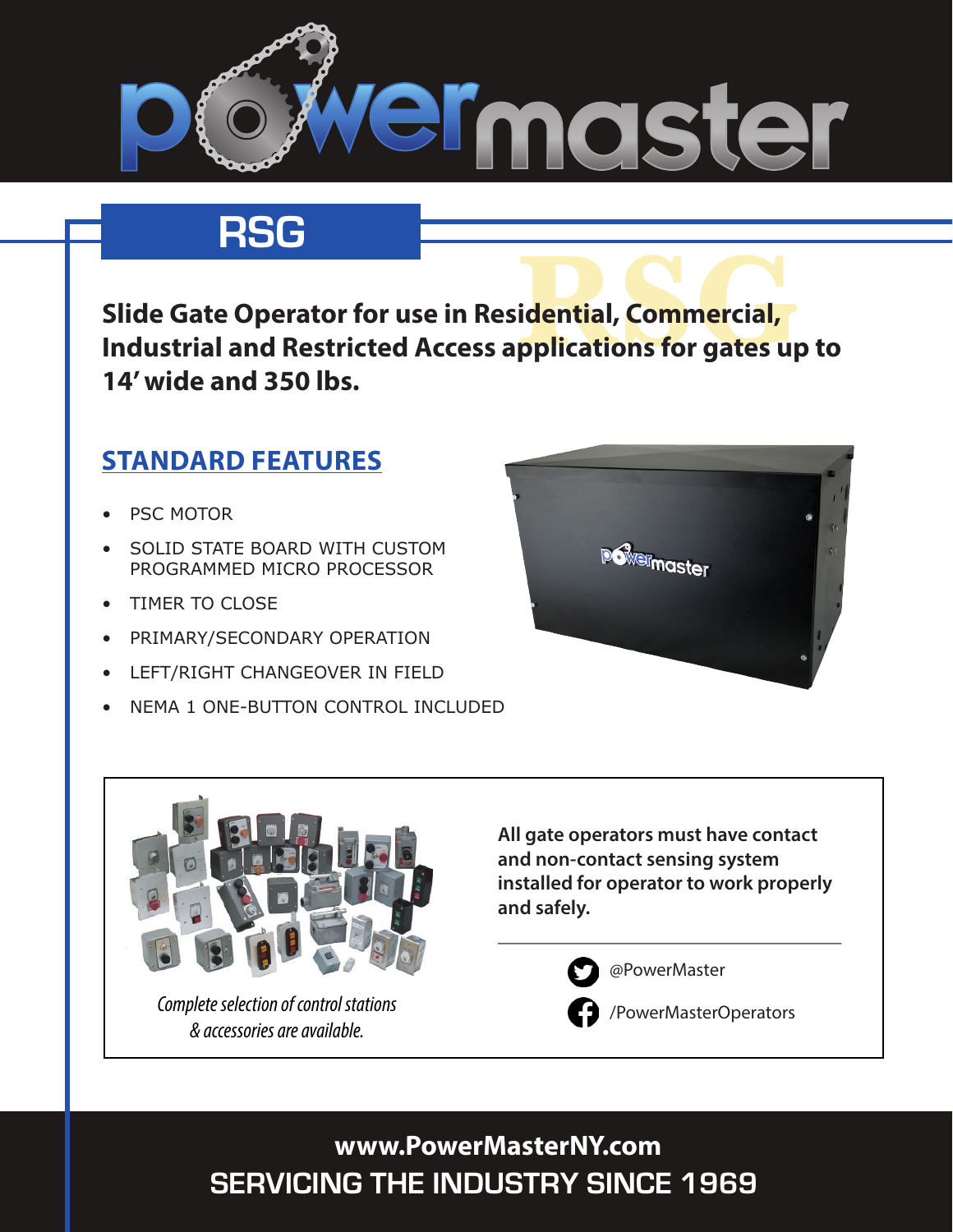# powermaster

## RSG

**Slide Gate Operator for use in Residential, Commercial, Industrial and Restricted Access applications for gates up to 14' wide and 350 lbs.**

### STANDARD FEATURES

- PSC MOTOR
- SOLID STATE BOARD WITH CUSTOM PROGRAMMED MICRO PROCESSOR
- TIMER TO CLOSE
- PRIMARY/SECONDARY OPERATION
- LEFT/RIGHT CHANGEOVER IN FIELD
- NEMA 1 ONE-BUTTON CONTROL INCLUDED

*Complete selection of control stations & accessories are available.*

**All gate operators must have contact and non-contact sensing system installed for operator to work properly and safely.**

@PowerMaster

/PowerMasterOperators

**www.PowerMasterNY.com**

**SERVICING THE INDUSTRY SINCE 1969**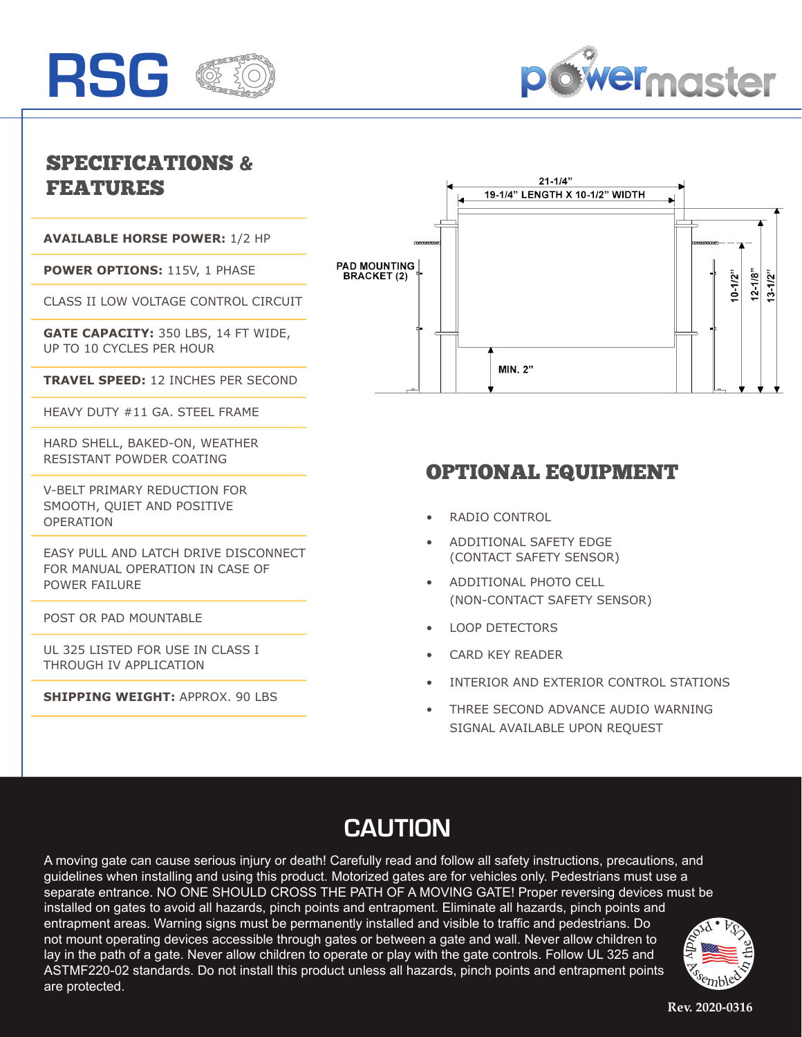# RSG

# SPECIFICATIONS & FEATURES

**AVAILABLE HORSE POWER:** 1/2 HP

**POWER OPTIONS:** 115V, 1 PHASE

CLASS II LOW VOLTAGE CONTROL CIRCUIT

**GATE CAPACITY:** 350 LBS, 14 FT WIDE, UP TO 10 CYCLES PER HOUR

**TRAVEL SPEED:** 12 INCHES PER SECOND

HEAVY DUTY #11 GA. STEEL FRAME

HARD SHELL, BAKED-ON, WEATHER RESISTANT POWDER COATING

V-BELT PRIMARY REDUCTION FOR SMOOTH, QUIET AND POSITIVE OPERATION

EASY PULL AND LATCH DRIVE DISCONNECT FOR MANUAL OPERATION IN CASE OF POWER FAILURE

POST OR PAD MOUNTABLE

UL 325 LISTED FOR USE IN CLASS I THROUGH IV APPLICATION

**SHIPPING WEIGHT:** APPROX. 90 LBS

21-1/4"
19-1/4" LENGTH X 10-1/2" WIDTH
PAD MOUNTING BRACKET (2)
MIN. 2"
10-1/2"
12-1/8"
13-1/2"

# OPTIONAL EQUIPMENT

- RADIO CONTROL
- ADDITIONAL SAFETY EDGE (CONTACT SAFETY SENSOR)
- ADDITIONAL PHOTO CELL (NON-CONTACT SAFETY SENSOR)
- LOOP DETECTORS
- CARD KEY READER
- INTERIOR AND EXTERIOR CONTROL STATIONS
- THREE SECOND ADVANCE AUDIO WARNING SIGNAL AVAILABLE UPON REQUEST

## CAUTION

A moving gate can cause serious injury or death! Carefully read and follow all safety instructions, precautions, and guidelines when installing and using this product. Motorized gates are for vehicles only. Pedestrians must use a separate entrance. NO ONE SHOULD CROSS THE PATH OF A MOVING GATE! Proper reversing devices must be installed on gates to avoid all hazards, pinch points and entrapment. Eliminate all hazards, pinch points and entrapment areas. Warning signs must be permanently installed and visible to traffic and pedestrians. Do not mount operating devices accessible through gates or between a gate and wall. Never allow children to lay in the path of a gate. Never allow children to operate or play with the gate controls. Follow UL 325 and ASTMF220-02 standards. Do not install this product unless all hazards, pinch points and entrapment points are protected.

Proudly Assembled in the USA

Rev. 2020-0316